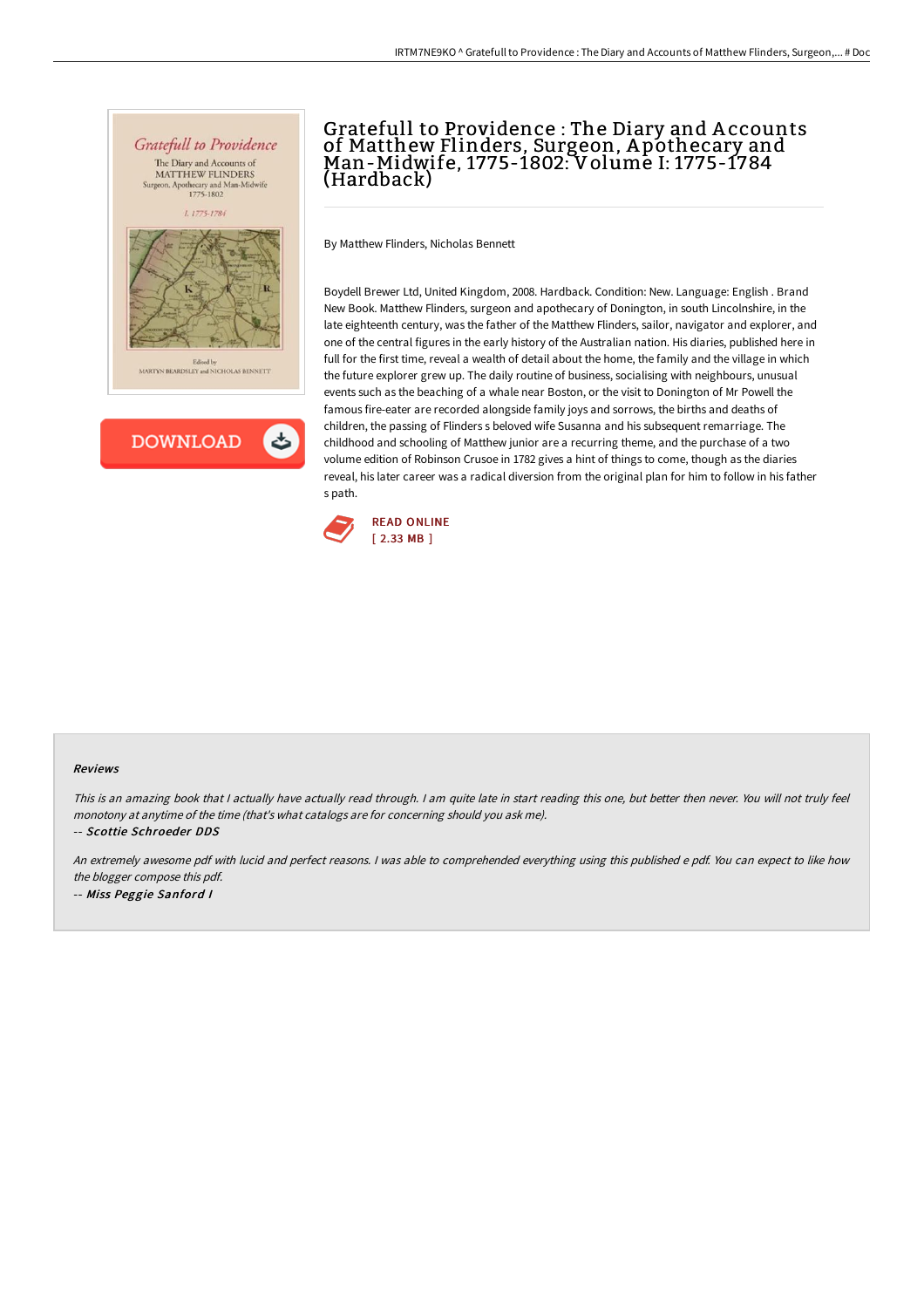# Gratefull to Providence : The Diary and Accounts of Matthew Flinders, Surgeon, Apothecary and Man-Midwife, 1775-1802: Volume I: 1775-1784 (Hardback)

By Matthew Flinders, Nicholas Bennett

Boydell Brewer Ltd, United Kingdom, 2008. Hardback. Condition: New. Language: English . Brand New Book. Matthew Flinders, surgeon and apothecary of Donington, in south Lincolnshire, in the late eighteenth century, was the father of the Matthew Flinders, sailor, navigator and explorer, and one of the central figures in the early history of the Australian nation. His diaries, published here in full for the first time, reveal a wealth of detail about the home, the family and the village in which the future explorer grew up. The daily routine of business, socialising with neighbours, unusual events such as the beaching of a whale near Boston, or the visit to Donington of Mr Powell the famous fire-eater are recorded alongside family joys and sorrows, the births and deaths of children, the passing of Flinders s beloved wife Susanna and his subsequent remarriage. The childhood and schooling of Matthew junior are a recurring theme, and the purchase of a two volume edition of Robinson Crusoe in 1782 gives a hint of things to come, though as the diaries reveal, his later career was a radical diversion from the original plan for him to follow in his father s path.

READ ONLINE
[ 2.33 MB ]

### Reviews

*This is an amazing book that I actually have actually read through. I am quite late in start reading this one, but better then never. You will not truly feel monotony at anytime of the time (that's what catalogs are for concerning should you ask me).*

*-- Scottie Schroeder DDS*

*An extremely awesome pdf with lucid and perfect reasons. I was able to comprehended everything using this published e pdf. You can expect to like how the blogger compose this pdf.*

*-- Miss Peggie Sanford I*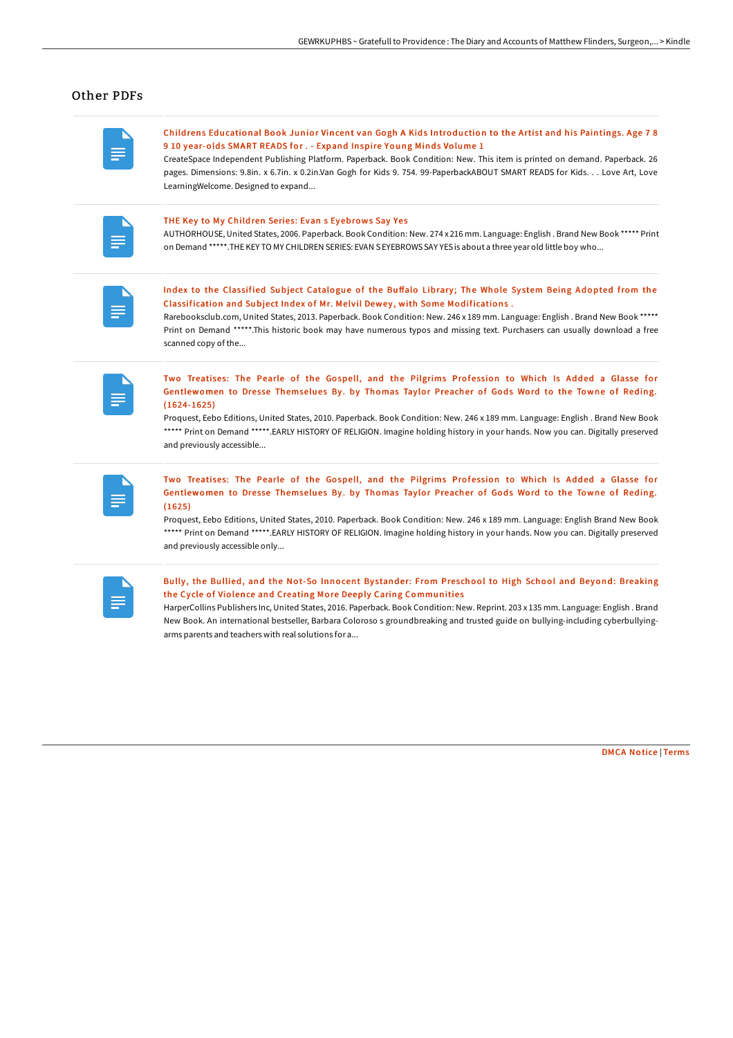## Other PDFs

**Childrens Educational Book Junior Vincent van Gogh A Kids Introduction to the Artist and his Paintings. Age 7 8 9 10 year-olds SMART READS for . - Expand Inspire Young Minds Volume 1**

CreateSpace Independent Publishing Platform. Paperback. Book Condition: New. This item is printed on demand. Paperback. 26 pages. Dimensions: 9.8in. x 6.7in. x 0.2in.Van Gogh for Kids 9. 754. 99-PaperbackABOUT SMART READS for Kids. . . Love Art, Love LearningWelcome. Designed to expand...

**THE Key to My Children Series: Evan s Eyebrows Say Yes**

AUTHORHOUSE, United States, 2006. Paperback. Book Condition: New. 274 x 216 mm. Language: English . Brand New Book ***** Print on Demand *****.THE KEY TO MY CHILDREN SERIES: EVAN S EYEBROWS SAY YES is about a three year old little boy who...

**Index to the Classified Subject Catalogue of the Buffalo Library; The Whole System Being Adopted from the Classification and Subject Index of Mr. Melvil Dewey, with Some Modifications .**

Rarebooksclub.com, United States, 2013. Paperback. Book Condition: New. 246 x 189 mm. Language: English . Brand New Book ***** Print on Demand *****.This historic book may have numerous typos and missing text. Purchasers can usually download a free scanned copy of the...

**Two Treatises: The Pearle of the Gospell, and the Pilgrims Profession to Which Is Added a Glasse for Gentlewomen to Dresse Themselues By. by Thomas Taylor Preacher of Gods Word to the Towne of Reding. (1624-1625)**

Proquest, Eebo Editions, United States, 2010. Paperback. Book Condition: New. 246 x 189 mm. Language: English . Brand New Book ***** Print on Demand *****.EARLY HISTORY OF RELIGION. Imagine holding history in your hands. Now you can. Digitally preserved and previously accessible...

**Two Treatises: The Pearle of the Gospell, and the Pilgrims Profession to Which Is Added a Glasse for Gentlewomen to Dresse Themselues By. by Thomas Taylor Preacher of Gods Word to the Towne of Reding. (1625)**

Proquest, Eebo Editions, United States, 2010. Paperback. Book Condition: New. 246 x 189 mm. Language: English Brand New Book ***** Print on Demand *****.EARLY HISTORY OF RELIGION. Imagine holding history in your hands. Now you can. Digitally preserved and previously accessible only...

**Bully, the Bullied, and the Not-So Innocent Bystander: From Preschool to High School and Beyond: Breaking the Cycle of Violence and Creating More Deeply Caring Communities**

HarperCollins Publishers Inc, United States, 2016. Paperback. Book Condition: New. Reprint. 203 x 135 mm. Language: English . Brand New Book. An international bestseller, Barbara Coloroso s groundbreaking and trusted guide on bullying-including cyberbullying-arms parents and teachers with real solutions for a...